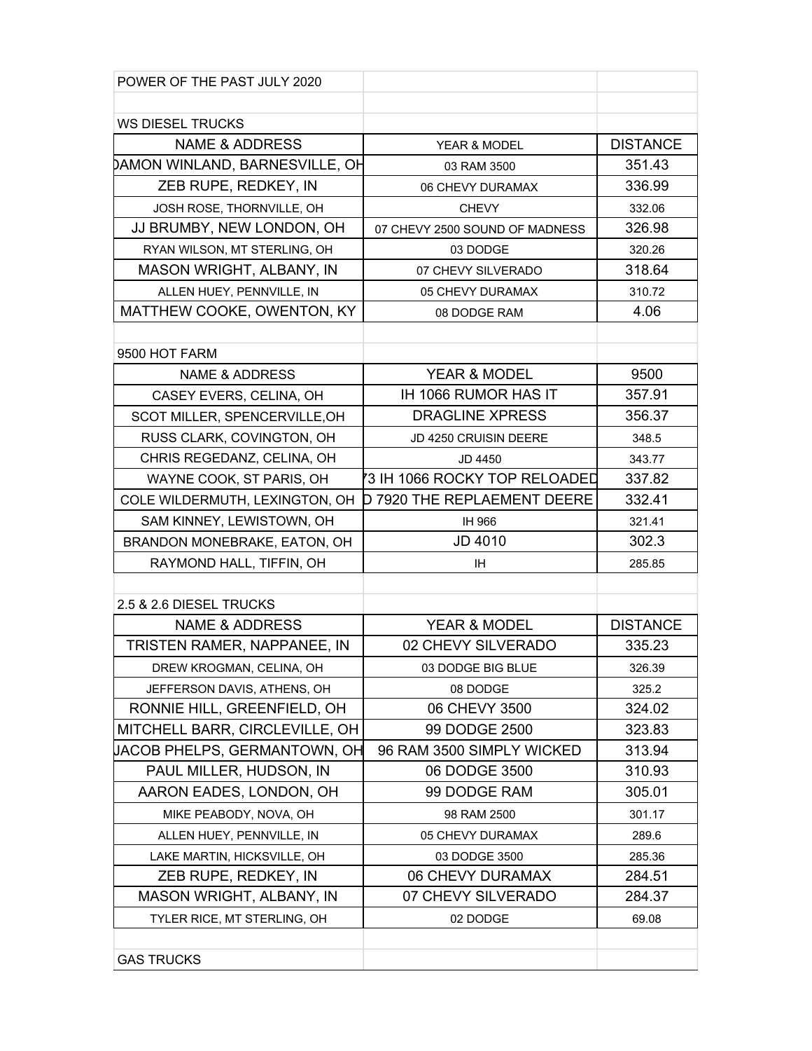POWER OF THE PAST JULY 2020

WS DIESEL TRUCKS

| NAME & ADDRESS | YEAR & MODEL | DISTANCE |
| --- | --- | --- |
| DAMON WINLAND, BARNESVILLE, OH | 03 RAM 3500 | 351.43 |
| ZEB RUPE, REDKEY, IN | 06 CHEVY DURAMAX | 336.99 |
| JOSH ROSE, THORNVILLE, OH | CHEVY | 332.06 |
| JJ BRUMBY, NEW LONDON, OH | 07 CHEVY 2500 SOUND OF MADNESS | 326.98 |
| RYAN WILSON, MT STERLING, OH | 03 DODGE | 320.26 |
| MASON WRIGHT, ALBANY, IN | 07 CHEVY SILVERADO | 318.64 |
| ALLEN HUEY, PENNVILLE, IN | 05 CHEVY DURAMAX | 310.72 |
| MATTHEW COOKE, OWENTON, KY | 08 DODGE RAM | 4.06 |

9500 HOT FARM

| NAME & ADDRESS | YEAR & MODEL | 9500 |
| --- | --- | --- |
| CASEY EVERS, CELINA, OH | IH 1066 RUMOR HAS IT | 357.91 |
| SCOT MILLER, SPENCERVILLE,OH | DRAGLINE XPRESS | 356.37 |
| RUSS CLARK, COVINGTON, OH | JD 4250 CRUISIN DEERE | 348.5 |
| CHRIS REGEDANZ, CELINA, OH | JD 4450 | 343.77 |
| WAYNE COOK, ST PARIS, OH | 73 IH 1066 ROCKY TOP RELOADED | 337.82 |
| COLE WILDERMUTH, LEXINGTON, OH | JD 7920 THE REPLAEMENT DEERE | 332.41 |
| SAM KINNEY, LEWISTOWN, OH | IH 966 | 321.41 |
| BRANDON MONEBRAKE, EATON, OH | JD 4010 | 302.3 |
| RAYMOND HALL, TIFFIN, OH | IH | 285.85 |

2.5 & 2.6 DIESEL TRUCKS

| NAME & ADDRESS | YEAR & MODEL | DISTANCE |
| --- | --- | --- |
| TRISTEN RAMER, NAPPANEE, IN | 02 CHEVY SILVERADO | 335.23 |
| DREW KROGMAN, CELINA, OH | 03 DODGE BIG BLUE | 326.39 |
| JEFFERSON DAVIS, ATHENS, OH | 08 DODGE | 325.2 |
| RONNIE HILL, GREENFIELD, OH | 06 CHEVY 3500 | 324.02 |
| MITCHELL BARR, CIRCLEVILLE, OH | 99 DODGE 2500 | 323.83 |
| JACOB PHELPS, GERMANTOWN, OH | 96 RAM 3500 SIMPLY WICKED | 313.94 |
| PAUL MILLER, HUDSON, IN | 06 DODGE 3500 | 310.93 |
| AARON EADES, LONDON, OH | 99 DODGE RAM | 305.01 |
| MIKE PEABODY, NOVA, OH | 98 RAM 2500 | 301.17 |
| ALLEN HUEY, PENNVILLE, IN | 05 CHEVY DURAMAX | 289.6 |
| LAKE MARTIN, HICKSVILLE, OH | 03 DODGE 3500 | 285.36 |
| ZEB RUPE, REDKEY, IN | 06 CHEVY DURAMAX | 284.51 |
| MASON WRIGHT, ALBANY, IN | 07 CHEVY SILVERADO | 284.37 |
| TYLER RICE, MT STERLING, OH | 02 DODGE | 69.08 |

GAS TRUCKS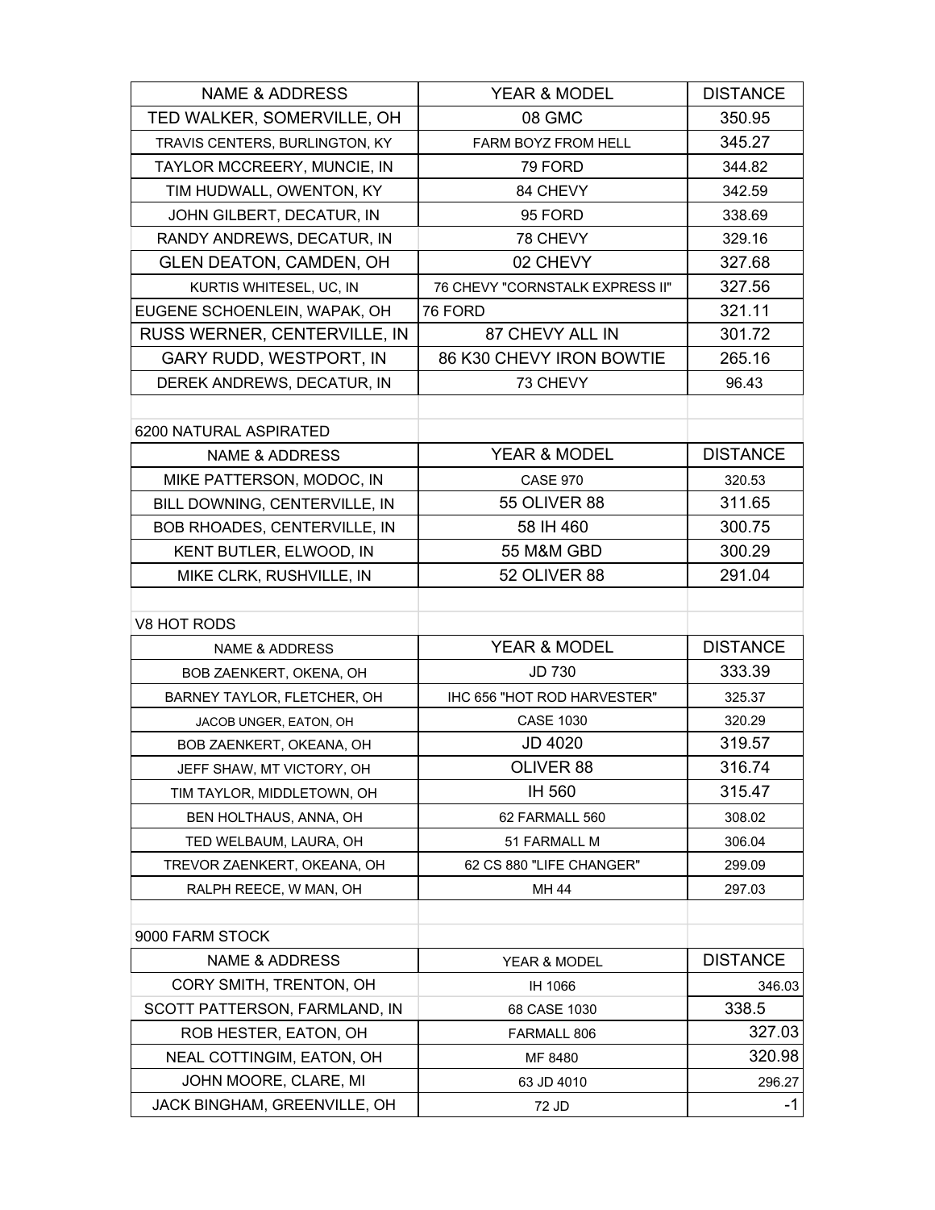| NAME & ADDRESS | YEAR & MODEL | DISTANCE |
|---|---|---|
| TED WALKER, SOMERVILLE, OH | 08 GMC | 350.95 |
| TRAVIS CENTERS, BURLINGTON, KY | FARM BOYZ FROM HELL | 345.27 |
| TAYLOR MCCREERY, MUNCIE, IN | 79 FORD | 344.82 |
| TIM HUDWALL, OWENTON, KY | 84 CHEVY | 342.59 |
| JOHN GILBERT, DECATUR, IN | 95 FORD | 338.69 |
| RANDY ANDREWS, DECATUR, IN | 78 CHEVY | 329.16 |
| GLEN DEATON, CAMDEN, OH | 02 CHEVY | 327.68 |
| KURTIS WHITESEL, UC, IN | 76 CHEVY "CORNSTALK EXPRESS II" | 327.56 |
| EUGENE SCHOENLEIN, WAPAK, OH | 76 FORD | 321.11 |
| RUSS WERNER, CENTERVILLE, IN | 87 CHEVY ALL IN | 301.72 |
| GARY RUDD, WESTPORT, IN | 86 K30 CHEVY IRON BOWTIE | 265.16 |
| DEREK ANDREWS, DECATUR, IN | 73 CHEVY | 96.43 |

6200 NATURAL ASPIRATED

| NAME & ADDRESS | YEAR & MODEL | DISTANCE |
|---|---|---|
| MIKE PATTERSON, MODOC, IN | CASE 970 | 320.53 |
| BILL DOWNING, CENTERVILLE, IN | 55 OLIVER 88 | 311.65 |
| BOB RHOADES, CENTERVILLE, IN | 58 IH 460 | 300.75 |
| KENT BUTLER, ELWOOD, IN | 55 M&M GBD | 300.29 |
| MIKE CLRK, RUSHVILLE, IN | 52 OLIVER 88 | 291.04 |

V8 HOT RODS

| NAME & ADDRESS | YEAR & MODEL | DISTANCE |
|---|---|---|
| BOB ZAENKERT, OKENA, OH | JD 730 | 333.39 |
| BARNEY TAYLOR, FLETCHER, OH | IHC 656 "HOT ROD HARVESTER" | 325.37 |
| JACOB UNGER, EATON, OH | CASE 1030 | 320.29 |
| BOB ZAENKERT, OKEANA, OH | JD 4020 | 319.57 |
| JEFF SHAW, MT VICTORY, OH | OLIVER 88 | 316.74 |
| TIM TAYLOR, MIDDLETOWN, OH | IH 560 | 315.47 |
| BEN HOLTHAUS, ANNA, OH | 62 FARMALL 560 | 308.02 |
| TED WELBAUM, LAURA, OH | 51 FARMALL M | 306.04 |
| TREVOR ZAENKERT, OKEANA, OH | 62 CS 880 "LIFE CHANGER" | 299.09 |
| RALPH REECE, W MAN, OH | MH 44 | 297.03 |

9000 FARM STOCK

| NAME & ADDRESS | YEAR & MODEL | DISTANCE |
|---|---|---|
| CORY SMITH, TRENTON, OH | IH 1066 | 346.03 |
| SCOTT PATTERSON, FARMLAND, IN | 68 CASE 1030 | 338.5 |
| ROB HESTER, EATON, OH | FARMALL 806 | 327.03 |
| NEAL COTTINGIM, EATON, OH | MF 8480 | 320.98 |
| JOHN MOORE, CLARE, MI | 63 JD 4010 | 296.27 |
| JACK BINGHAM, GREENVILLE, OH | 72 JD | -1 |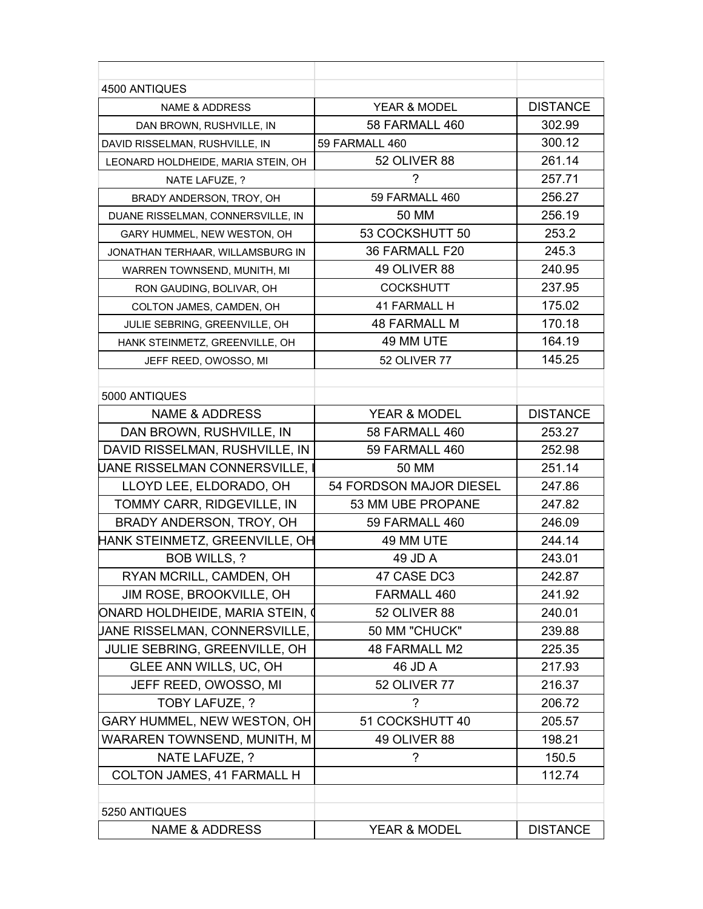## 4500 ANTIQUES

| NAME & ADDRESS | YEAR & MODEL | DISTANCE |
|---|---|---|
| DAN BROWN, RUSHVILLE, IN | 58 FARMALL 460 | 302.99 |
| DAVID RISSELMAN, RUSHVILLE, IN | 59 FARMALL 460 | 300.12 |
| LEONARD HOLDHEIDE, MARIA STEIN, OH | 52 OLIVER 88 | 261.14 |
| NATE LAFUZE, ? | ? | 257.71 |
| BRADY ANDERSON, TROY, OH | 59 FARMALL 460 | 256.27 |
| DUANE RISSELMAN, CONNERSVILLE, IN | 50 MM | 256.19 |
| GARY HUMMEL, NEW WESTON, OH | 53 COCKSHUTT 50 | 253.2 |
| JONATHAN TERHAAR, WILLAMSBURG IN | 36 FARMALL F20 | 245.3 |
| WARREN TOWNSEND, MUNITH, MI | 49 OLIVER 88 | 240.95 |
| RON GAUDING, BOLIVAR, OH | COCKSHUTT | 237.95 |
| COLTON JAMES, CAMDEN, OH | 41 FARMALL H | 175.02 |
| JULIE SEBRING, GREENVILLE, OH | 48 FARMALL M | 170.18 |
| HANK STEINMETZ, GREENVILLE, OH | 49 MM UTE | 164.19 |
| JEFF REED, OWOSSO, MI | 52 OLIVER 77 | 145.25 |

## 5000 ANTIQUES

| NAME & ADDRESS | YEAR & MODEL | DISTANCE |
|---|---|---|
| DAN BROWN, RUSHVILLE, IN | 58 FARMALL 460 | 253.27 |
| DAVID RISSELMAN, RUSHVILLE, IN | 59 FARMALL 460 | 252.98 |
| UANE RISSELMAN CONNERSVILLE, I | 50 MM | 251.14 |
| LLOYD LEE, ELDORADO, OH | 54 FORDSON MAJOR DIESEL | 247.86 |
| TOMMY CARR, RIDGEVILLE, IN | 53 MM UBE PROPANE | 247.82 |
| BRADY ANDERSON, TROY, OH | 59 FARMALL 460 | 246.09 |
| HANK STEINMETZ, GREENVILLE, OH | 49 MM UTE | 244.14 |
| BOB WILLS, ? | 49 JD A | 243.01 |
| RYAN MCRILL, CAMDEN, OH | 47 CASE DC3 | 242.87 |
| JIM ROSE, BROOKVILLE, OH | FARMALL 460 | 241.92 |
| ONARD HOLDHEIDE, MARIA STEIN, ( | 52 OLIVER 88 | 240.01 |
| UANE RISSELMAN, CONNERSVILLE, | 50 MM "CHUCK" | 239.88 |
| JULIE SEBRING, GREENVILLE, OH | 48 FARMALL M2 | 225.35 |
| GLEE ANN WILLS, UC, OH | 46 JD A | 217.93 |
| JEFF REED, OWOSSO, MI | 52 OLIVER 77 | 216.37 |
| TOBY LAFUZE, ? | ? | 206.72 |
| GARY HUMMEL, NEW WESTON, OH | 51 COCKSHUTT 40 | 205.57 |
| WARAREN TOWNSEND, MUNITH, M | 49 OLIVER 88 | 198.21 |
| NATE LAFUZE, ? | ? | 150.5 |
| COLTON JAMES, 41 FARMALL H | | 112.74 |

## 5250 ANTIQUES

| NAME & ADDRESS | YEAR & MODEL | DISTANCE |
|---|---|---|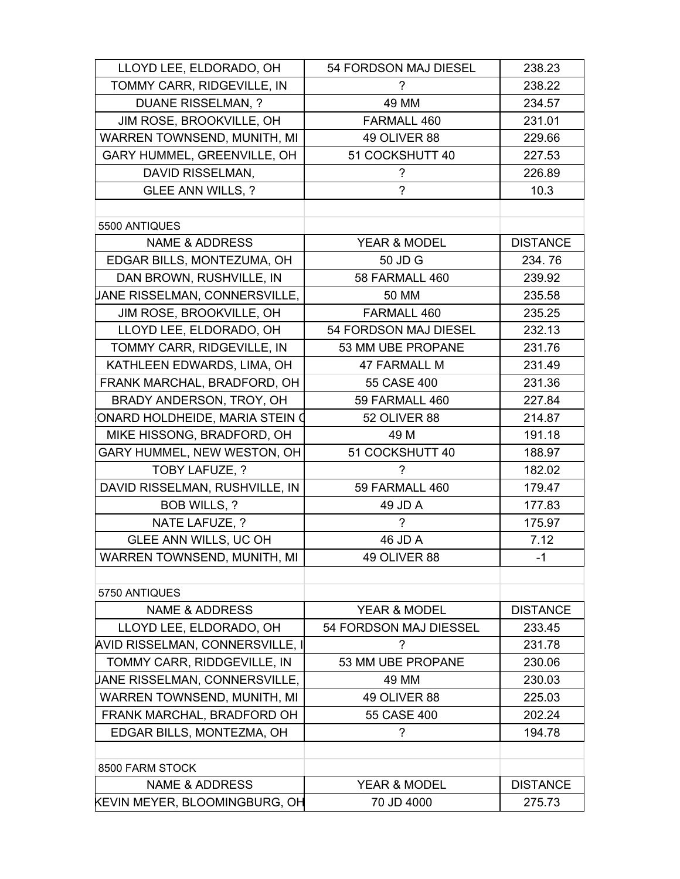| | | |
|---|---|---|
| LLOYD LEE, ELDORADO, OH | 54 FORDSON MAJ DIESEL | 238.23 |
| TOMMY CARR, RIDGEVILLE, IN | ? | 238.22 |
| DUANE RISSELMAN, ? | 49 MM | 234.57 |
| JIM ROSE, BROOKVILLE, OH | FARMALL 460 | 231.01 |
| WARREN TOWNSEND, MUNITH, MI | 49 OLIVER 88 | 229.66 |
| GARY HUMMEL, GREENVILLE, OH | 51 COCKSHUTT 40 | 227.53 |
| DAVID RISSELMAN, | ? | 226.89 |
| GLEE ANN WILLS, ? | ? | 10.3 |

5500 ANTIQUES

| NAME & ADDRESS | YEAR & MODEL | DISTANCE |
|---|---|---|
| EDGAR BILLS, MONTEZUMA, OH | 50 JD G | 234. 76 |
| DAN BROWN, RUSHVILLE, IN | 58 FARMALL 460 | 239.92 |
| JANE RISSELMAN, CONNERSVILLE, | 50 MM | 235.58 |
| JIM ROSE, BROOKVILLE, OH | FARMALL 460 | 235.25 |
| LLOYD LEE, ELDORADO, OH | 54 FORDSON MAJ DIESEL | 232.13 |
| TOMMY CARR, RIDGEVILLE, IN | 53 MM UBE PROPANE | 231.76 |
| KATHLEEN EDWARDS, LIMA, OH | 47 FARMALL M | 231.49 |
| FRANK MARCHAL, BRADFORD, OH | 55 CASE 400 | 231.36 |
| BRADY ANDERSON, TROY, OH | 59 FARMALL 460 | 227.84 |
| ONARD HOLDHEIDE, MARIA STEIN ( | 52 OLIVER 88 | 214.87 |
| MIKE HISSONG, BRADFORD, OH | 49 M | 191.18 |
| GARY HUMMEL, NEW WESTON, OH | 51 COCKSHUTT 40 | 188.97 |
| TOBY LAFUZE, ? | ? | 182.02 |
| DAVID RISSELMAN, RUSHVILLE, IN | 59 FARMALL 460 | 179.47 |
| BOB WILLS, ? | 49 JD A | 177.83 |
| NATE LAFUZE, ? | ? | 175.97 |
| GLEE ANN WILLS, UC OH | 46 JD A | 7.12 |
| WARREN TOWNSEND, MUNITH, MI | 49 OLIVER 88 | -1 |

5750 ANTIQUES

| NAME & ADDRESS | YEAR & MODEL | DISTANCE |
|---|---|---|
| LLOYD LEE, ELDORADO, OH | 54 FORDSON MAJ DIESSEL | 233.45 |
| AVID RISSELMAN, CONNERSVILLE, I | ? | 231.78 |
| TOMMY CARR, RIDDGEVILLE, IN | 53 MM UBE PROPANE | 230.06 |
| JANE RISSELMAN, CONNERSVILLE, | 49 MM | 230.03 |
| WARREN TOWNSEND, MUNITH, MI | 49 OLIVER 88 | 225.03 |
| FRANK MARCHAL, BRADFORD OH | 55 CASE 400 | 202.24 |
| EDGAR BILLS, MONTEZMA, OH | ? | 194.78 |

8500 FARM STOCK

| NAME & ADDRESS | YEAR & MODEL | DISTANCE |
|---|---|---|
| KEVIN MEYER, BLOOMINGBURG, OH | 70 JD 4000 | 275.73 |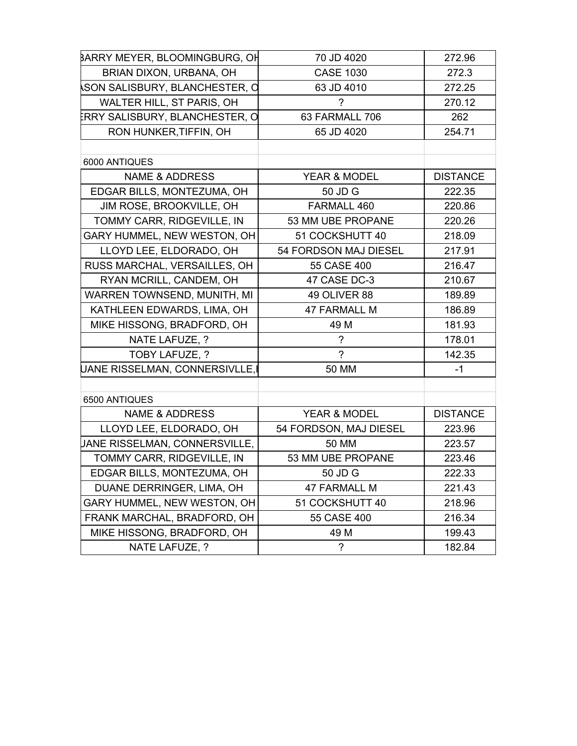| | | |
|---|---|---|
| BARRY MEYER, BLOOMINGBURG, OH | 70 JD 4020 | 272.96 |
| BRIAN DIXON, URBANA, OH | CASE 1030 | 272.3 |
| ASON SALISBURY, BLANCHESTER, O | 63 JD 4010 | 272.25 |
| WALTER HILL, ST PARIS, OH | ? | 270.12 |
| ERRY SALISBURY, BLANCHESTER, O | 63 FARMALL 706 | 262 |
| RON HUNKER,TIFFIN, OH | 65 JD 4020 | 254.71 |

6000 ANTIQUES

| NAME & ADDRESS | YEAR & MODEL | DISTANCE |
|---|---|---|
| EDGAR BILLS, MONTEZUMA, OH | 50 JD G | 222.35 |
| JIM ROSE, BROOKVILLE, OH | FARMALL 460 | 220.86 |
| TOMMY CARR, RIDGEVILLE, IN | 53 MM UBE PROPANE | 220.26 |
| GARY HUMMEL, NEW WESTON, OH | 51 COCKSHUTT 40 | 218.09 |
| LLOYD LEE, ELDORADO, OH | 54 FORDSON MAJ DIESEL | 217.91 |
| RUSS MARCHAL, VERSAILLES, OH | 55 CASE 400 | 216.47 |
| RYAN MCRILL, CANDEM, OH | 47 CASE DC-3 | 210.67 |
| WARREN TOWNSEND, MUNITH, MI | 49 OLIVER 88 | 189.89 |
| KATHLEEN EDWARDS, LIMA, OH | 47 FARMALL M | 186.89 |
| MIKE HISSONG, BRADFORD, OH | 49 M | 181.93 |
| NATE LAFUZE, ? | ? | 178.01 |
| TOBY LAFUZE, ? | ? | 142.35 |
| UANE RISSELMAN, CONNERSIVLLE,I | 50 MM | -1 |

6500 ANTIQUES

| NAME & ADDRESS | YEAR & MODEL | DISTANCE |
|---|---|---|
| LLOYD LEE, ELDORADO, OH | 54 FORDSON, MAJ DIESEL | 223.96 |
| UANE RISSELMAN, CONNERSVILLE, | 50 MM | 223.57 |
| TOMMY CARR, RIDGEVILLE, IN | 53 MM UBE PROPANE | 223.46 |
| EDGAR BILLS, MONTEZUMA, OH | 50 JD G | 222.33 |
| DUANE DERRINGER, LIMA, OH | 47 FARMALL M | 221.43 |
| GARY HUMMEL, NEW WESTON, OH | 51 COCKSHUTT 40 | 218.96 |
| FRANK MARCHAL, BRADFORD, OH | 55 CASE 400 | 216.34 |
| MIKE HISSONG, BRADFORD, OH | 49 M | 199.43 |
| NATE LAFUZE, ? | ? | 182.84 |